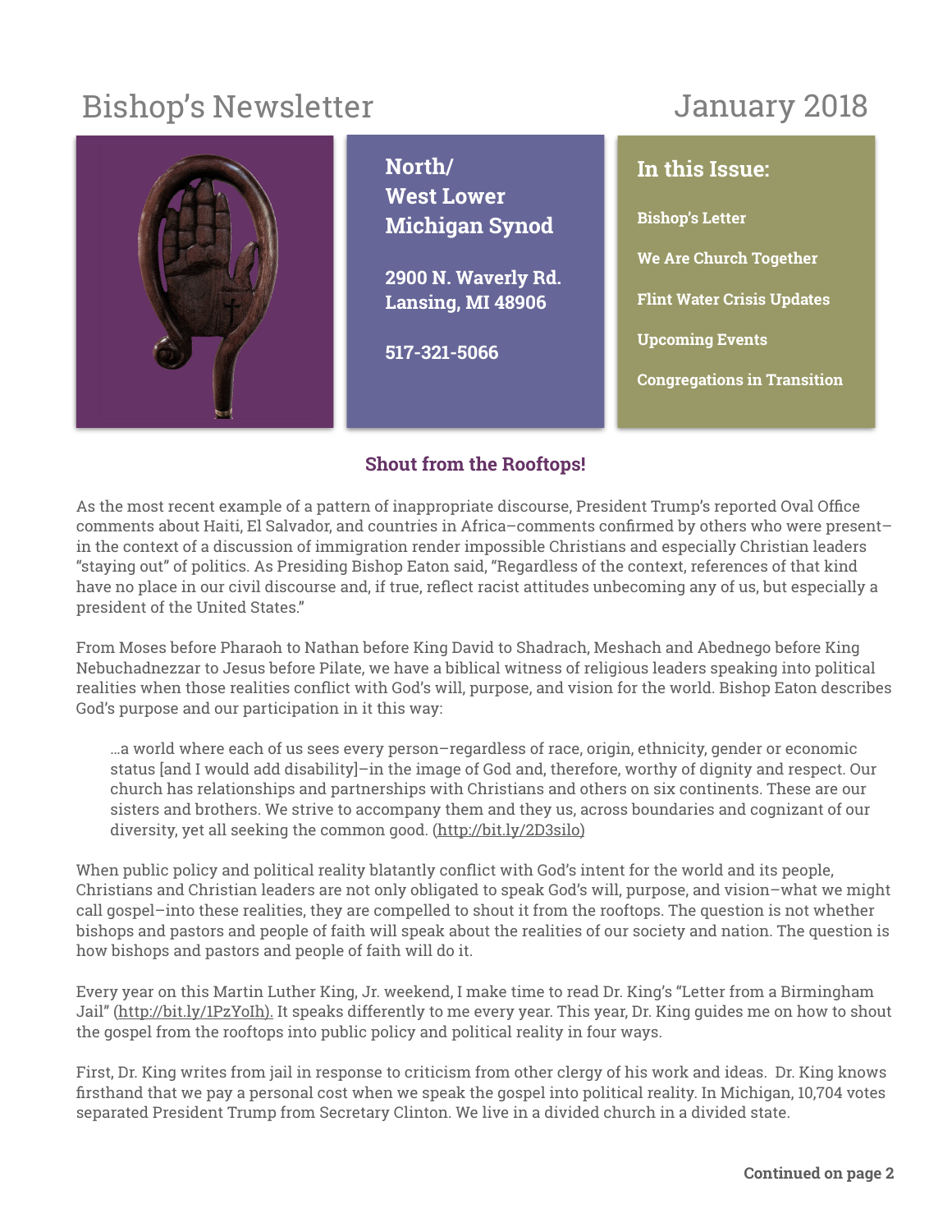# Bishop's Newsletter

January 2018

**North/ West Lower Michigan Synod**

**2900 N. Waverly Rd.**
**Lansing, MI 48906**

**517-321-5066**

**In this Issue:**

- Bishop's Letter
- We Are Church Together
- Flint Water Crisis Updates
- Upcoming Events
- Congregations in Transition

## Shout from the Rooftops!

As the most recent example of a pattern of inappropriate discourse, President Trump's reported Oval Office comments about Haiti, El Salvador, and countries in Africa–comments confirmed by others who were present–in the context of a discussion of immigration render impossible Christians and especially Christian leaders "staying out" of politics. As Presiding Bishop Eaton said, "Regardless of the context, references of that kind have no place in our civil discourse and, if true, reflect racist attitudes unbecoming any of us, but especially a president of the United States."

From Moses before Pharaoh to Nathan before King David to Shadrach, Meshach and Abednego before King Nebuchadnezzar to Jesus before Pilate, we have a biblical witness of religious leaders speaking into political realities when those realities conflict with God's will, purpose, and vision for the world. Bishop Eaton describes God's purpose and our participation in it this way:

> …a world where each of us sees every person–regardless of race, origin, ethnicity, gender or economic status [and I would add disability]–in the image of God and, therefore, worthy of dignity and respect. Our church has relationships and partnerships with Christians and others on six continents. These are our sisters and brothers. We strive to accompany them and they us, across boundaries and cognizant of our diversity, yet all seeking the common good. (http://bit.ly/2D3silo)

When public policy and political reality blatantly conflict with God's intent for the world and its people, Christians and Christian leaders are not only obligated to speak God's will, purpose, and vision–what we might call gospel–into these realities, they are compelled to shout it from the rooftops. The question is not whether bishops and pastors and people of faith will speak about the realities of our society and nation. The question is how bishops and pastors and people of faith will do it.

Every year on this Martin Luther King, Jr. weekend, I make time to read Dr. King's "Letter from a Birmingham Jail" (http://bit.ly/1PzYoIh). It speaks differently to me every year. This year, Dr. King guides me on how to shout the gospel from the rooftops into public policy and political reality in four ways.

First, Dr. King writes from jail in response to criticism from other clergy of his work and ideas. Dr. King knows firsthand that we pay a personal cost when we speak the gospel into political reality. In Michigan, 10,704 votes separated President Trump from Secretary Clinton. We live in a divided church in a divided state.

**Continued on page 2**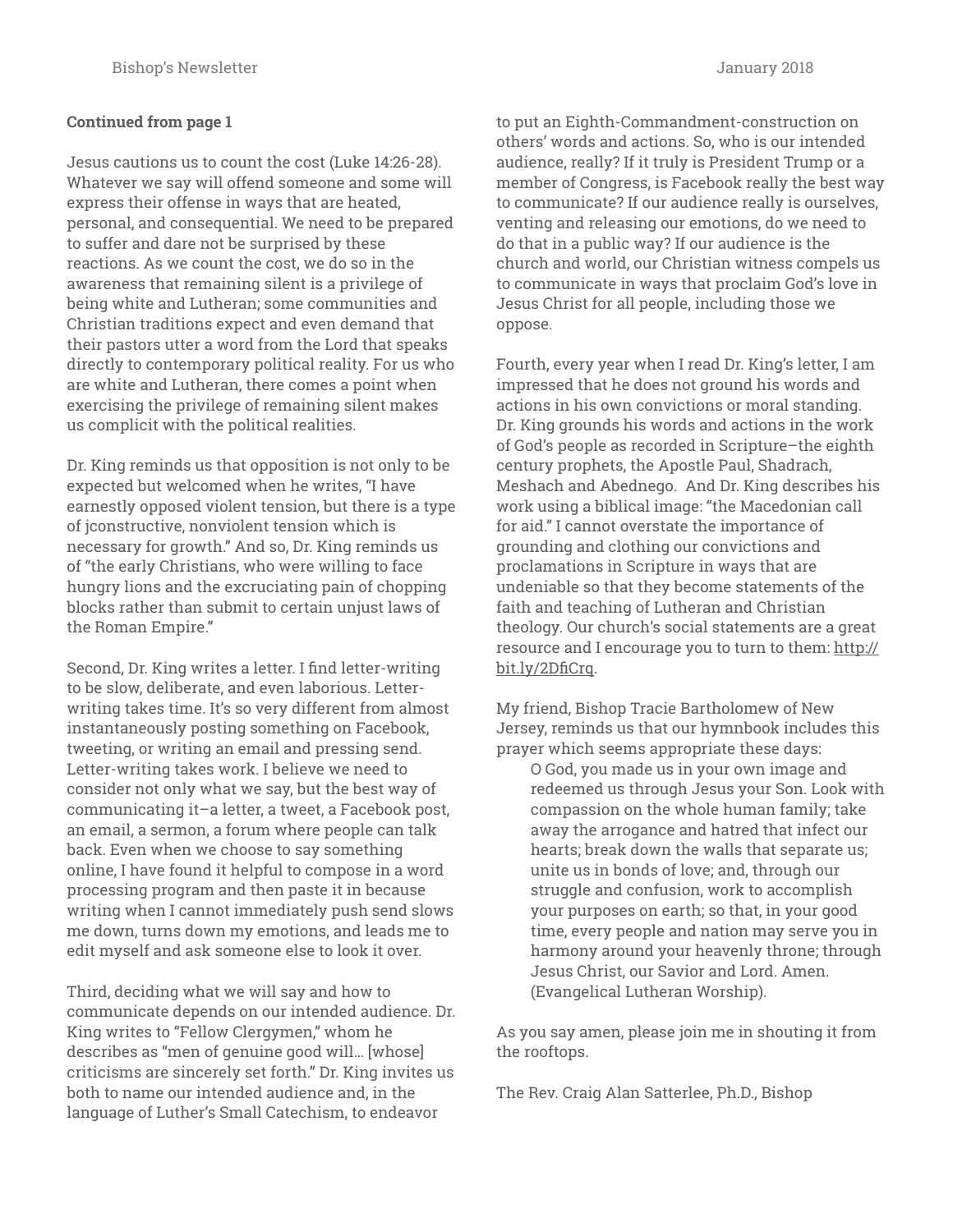**Continued from page 1**

Jesus cautions us to count the cost (Luke 14:26-28). Whatever we say will offend someone and some will express their offense in ways that are heated, personal, and consequential. We need to be prepared to suffer and dare not be surprised by these reactions. As we count the cost, we do so in the awareness that remaining silent is a privilege of being white and Lutheran; some communities and Christian traditions expect and even demand that their pastors utter a word from the Lord that speaks directly to contemporary political reality. For us who are white and Lutheran, there comes a point when exercising the privilege of remaining silent makes us complicit with the political realities.

Dr. King reminds us that opposition is not only to be expected but welcomed when he writes, "I have earnestly opposed violent tension, but there is a type of jconstructive, nonviolent tension which is necessary for growth." And so, Dr. King reminds us of "the early Christians, who were willing to face hungry lions and the excruciating pain of chopping blocks rather than submit to certain unjust laws of the Roman Empire."

Second, Dr. King writes a letter. I find letter-writing to be slow, deliberate, and even laborious. Letter-writing takes time. It's so very different from almost instantaneously posting something on Facebook, tweeting, or writing an email and pressing send. Letter-writing takes work. I believe we need to consider not only what we say, but the best way of communicating it–a letter, a tweet, a Facebook post, an email, a sermon, a forum where people can talk back. Even when we choose to say something online, I have found it helpful to compose in a word processing program and then paste it in because writing when I cannot immediately push send slows me down, turns down my emotions, and leads me to edit myself and ask someone else to look it over.

Third, deciding what we will say and how to communicate depends on our intended audience. Dr. King writes to "Fellow Clergymen," whom he describes as "men of genuine good will… [whose] criticisms are sincerely set forth." Dr. King invites us both to name our intended audience and, in the language of Luther's Small Catechism, to endeavor to put an Eighth-Commandment-construction on others' words and actions. So, who is our intended audience, really? If it truly is President Trump or a member of Congress, is Facebook really the best way to communicate? If our audience really is ourselves, venting and releasing our emotions, do we need to do that in a public way? If our audience is the church and world, our Christian witness compels us to communicate in ways that proclaim God's love in Jesus Christ for all people, including those we oppose.

Fourth, every year when I read Dr. King's letter, I am impressed that he does not ground his words and actions in his own convictions or moral standing. Dr. King grounds his words and actions in the work of God's people as recorded in Scripture–the eighth century prophets, the Apostle Paul, Shadrach, Meshach and Abednego. And Dr. King describes his work using a biblical image: "the Macedonian call for aid." I cannot overstate the importance of grounding and clothing our convictions and proclamations in Scripture in ways that are undeniable so that they become statements of the faith and teaching of Lutheran and Christian theology. Our church's social statements are a great resource and I encourage you to turn to them: http://bit.ly/2DfiCrq.

My friend, Bishop Tracie Bartholomew of New Jersey, reminds us that our hymnbook includes this prayer which seems appropriate these days:

> O God, you made us in your own image and redeemed us through Jesus your Son. Look with compassion on the whole human family; take away the arrogance and hatred that infect our hearts; break down the walls that separate us; unite us in bonds of love; and, through our struggle and confusion, work to accomplish your purposes on earth; so that, in your good time, every people and nation may serve you in harmony around your heavenly throne; through Jesus Christ, our Savior and Lord. Amen. (Evangelical Lutheran Worship).

As you say amen, please join me in shouting it from the rooftops.

The Rev. Craig Alan Satterlee, Ph.D., Bishop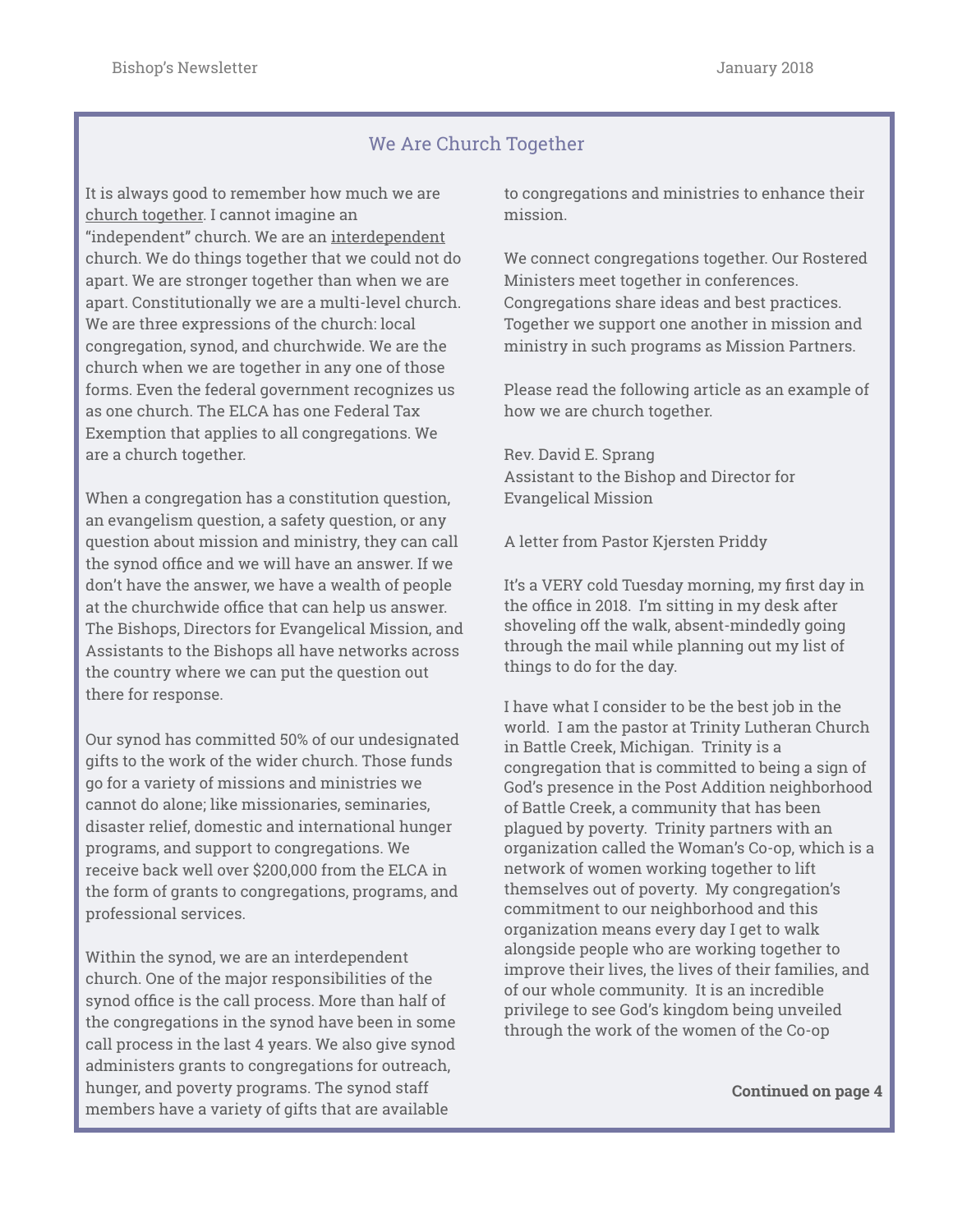## We Are Church Together

It is always good to remember how much we are church together. I cannot imagine an "independent" church. We are an interdependent church. We do things together that we could not do apart. We are stronger together than when we are apart. Constitutionally we are a multi-level church. We are three expressions of the church: local congregation, synod, and churchwide. We are the church when we are together in any one of those forms. Even the federal government recognizes us as one church. The ELCA has one Federal Tax Exemption that applies to all congregations. We are a church together.

When a congregation has a constitution question, an evangelism question, a safety question, or any question about mission and ministry, they can call the synod office and we will have an answer. If we don't have the answer, we have a wealth of people at the churchwide office that can help us answer. The Bishops, Directors for Evangelical Mission, and Assistants to the Bishops all have networks across the country where we can put the question out there for response.

Our synod has committed 50% of our undesignated gifts to the work of the wider church. Those funds go for a variety of missions and ministries we cannot do alone; like missionaries, seminaries, disaster relief, domestic and international hunger programs, and support to congregations. We receive back well over $200,000 from the ELCA in the form of grants to congregations, programs, and professional services.

Within the synod, we are an interdependent church. One of the major responsibilities of the synod office is the call process. More than half of the congregations in the synod have been in some call process in the last 4 years. We also give synod administers grants to congregations for outreach, hunger, and poverty programs. The synod staff members have a variety of gifts that are available to congregations and ministries to enhance their mission.

We connect congregations together. Our Rostered Ministers meet together in conferences. Congregations share ideas and best practices. Together we support one another in mission and ministry in such programs as Mission Partners.

Please read the following article as an example of how we are church together.

Rev. David E. Sprang
Assistant to the Bishop and Director for Evangelical Mission

A letter from Pastor Kjersten Priddy

It's a VERY cold Tuesday morning, my first day in the office in 2018. I'm sitting in my desk after shoveling off the walk, absent-mindedly going through the mail while planning out my list of things to do for the day.

I have what I consider to be the best job in the world. I am the pastor at Trinity Lutheran Church in Battle Creek, Michigan. Trinity is a congregation that is committed to being a sign of God's presence in the Post Addition neighborhood of Battle Creek, a community that has been plagued by poverty. Trinity partners with an organization called the Woman's Co-op, which is a network of women working together to lift themselves out of poverty. My congregation's commitment to our neighborhood and this organization means every day I get to walk alongside people who are working together to improve their lives, the lives of their families, and of our whole community. It is an incredible privilege to see God's kingdom being unveiled through the work of the women of the Co-op

**Continued on page 4**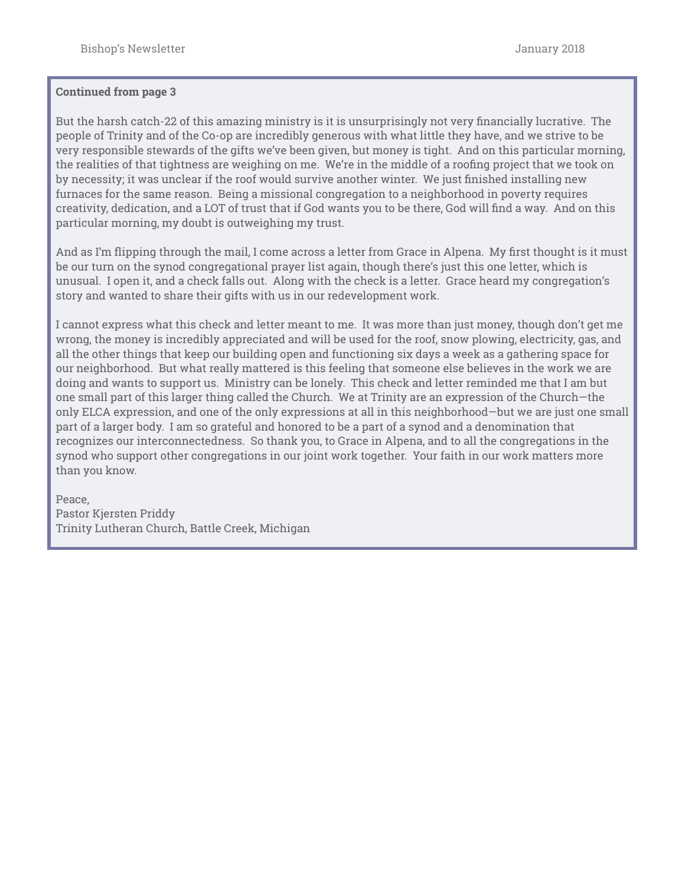**Continued from page 3**

But the harsh catch-22 of this amazing ministry is it is unsurprisingly not very financially lucrative. The people of Trinity and of the Co-op are incredibly generous with what little they have, and we strive to be very responsible stewards of the gifts we've been given, but money is tight. And on this particular morning, the realities of that tightness are weighing on me. We're in the middle of a roofing project that we took on by necessity; it was unclear if the roof would survive another winter. We just finished installing new furnaces for the same reason. Being a missional congregation to a neighborhood in poverty requires creativity, dedication, and a LOT of trust that if God wants you to be there, God will find a way. And on this particular morning, my doubt is outweighing my trust.

And as I'm flipping through the mail, I come across a letter from Grace in Alpena. My first thought is it must be our turn on the synod congregational prayer list again, though there's just this one letter, which is unusual. I open it, and a check falls out. Along with the check is a letter. Grace heard my congregation's story and wanted to share their gifts with us in our redevelopment work.

I cannot express what this check and letter meant to me. It was more than just money, though don't get me wrong, the money is incredibly appreciated and will be used for the roof, snow plowing, electricity, gas, and all the other things that keep our building open and functioning six days a week as a gathering space for our neighborhood. But what really mattered is this feeling that someone else believes in the work we are doing and wants to support us. Ministry can be lonely. This check and letter reminded me that I am but one small part of this larger thing called the Church. We at Trinity are an expression of the Church—the only ELCA expression, and one of the only expressions at all in this neighborhood—but we are just one small part of a larger body. I am so grateful and honored to be a part of a synod and a denomination that recognizes our interconnectedness. So thank you, to Grace in Alpena, and to all the congregations in the synod who support other congregations in our joint work together. Your faith in our work matters more than you know.

Peace,  
Pastor Kjersten Priddy  
Trinity Lutheran Church, Battle Creek, Michigan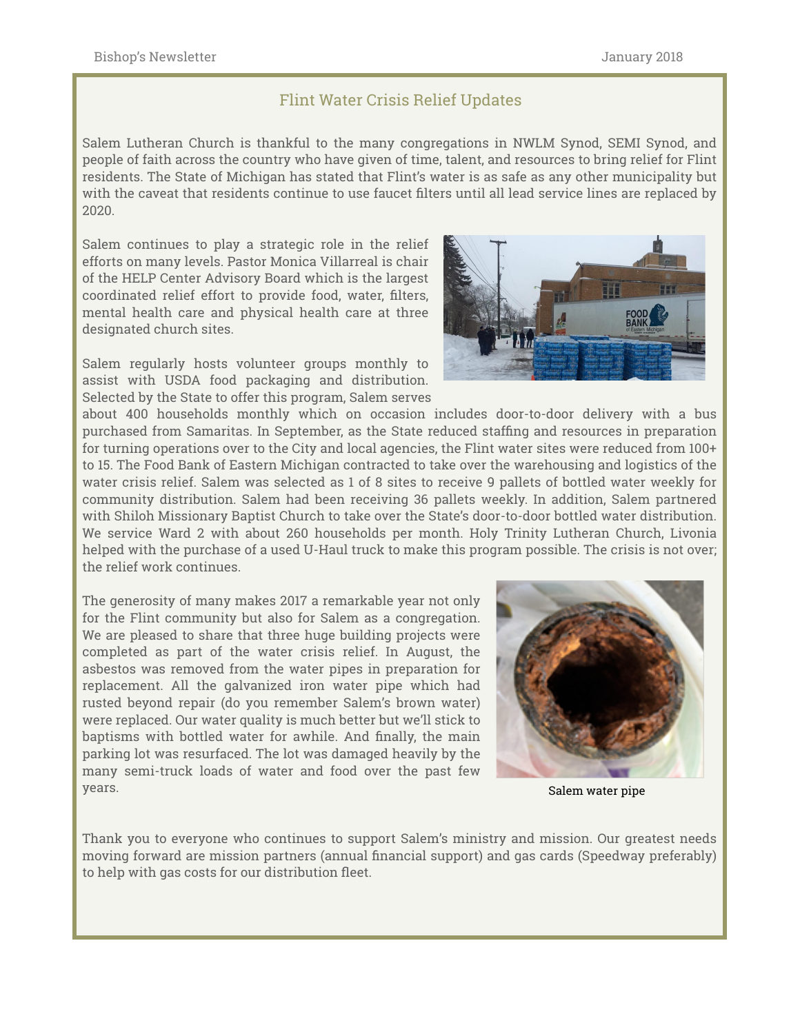## Flint Water Crisis Relief Updates

Salem Lutheran Church is thankful to the many congregations in NWLM Synod, SEMI Synod, and people of faith across the country who have given of time, talent, and resources to bring relief for Flint residents. The State of Michigan has stated that Flint's water is as safe as any other municipality but with the caveat that residents continue to use faucet filters until all lead service lines are replaced by 2020.

Salem continues to play a strategic role in the relief efforts on many levels. Pastor Monica Villarreal is chair of the HELP Center Advisory Board which is the largest coordinated relief effort to provide food, water, filters, mental health care and physical health care at three designated church sites.

Salem regularly hosts volunteer groups monthly to assist with USDA food packaging and distribution. Selected by the State to offer this program, Salem serves about 400 households monthly which on occasion includes door-to-door delivery with a bus purchased from Samaritas. In September, as the State reduced staffing and resources in preparation for turning operations over to the City and local agencies, the Flint water sites were reduced from 100+ to 15. The Food Bank of Eastern Michigan contracted to take over the warehousing and logistics of the water crisis relief. Salem was selected as 1 of 8 sites to receive 9 pallets of bottled water weekly for community distribution. Salem had been receiving 36 pallets weekly. In addition, Salem partnered with Shiloh Missionary Baptist Church to take over the State's door-to-door bottled water distribution. We service Ward 2 with about 260 households per month. Holy Trinity Lutheran Church, Livonia helped with the purchase of a used U-Haul truck to make this program possible. The crisis is not over; the relief work continues.

The generosity of many makes 2017 a remarkable year not only for the Flint community but also for Salem as a congregation. We are pleased to share that three huge building projects were completed as part of the water crisis relief. In August, the asbestos was removed from the water pipes in preparation for replacement. All the galvanized iron water pipe which had rusted beyond repair (do you remember Salem's brown water) were replaced. Our water quality is much better but we'll stick to baptisms with bottled water for awhile. And finally, the main parking lot was resurfaced. The lot was damaged heavily by the many semi-truck loads of water and food over the past few years.

Salem water pipe

Thank you to everyone who continues to support Salem's ministry and mission. Our greatest needs moving forward are mission partners (annual financial support) and gas cards (Speedway preferably) to help with gas costs for our distribution fleet.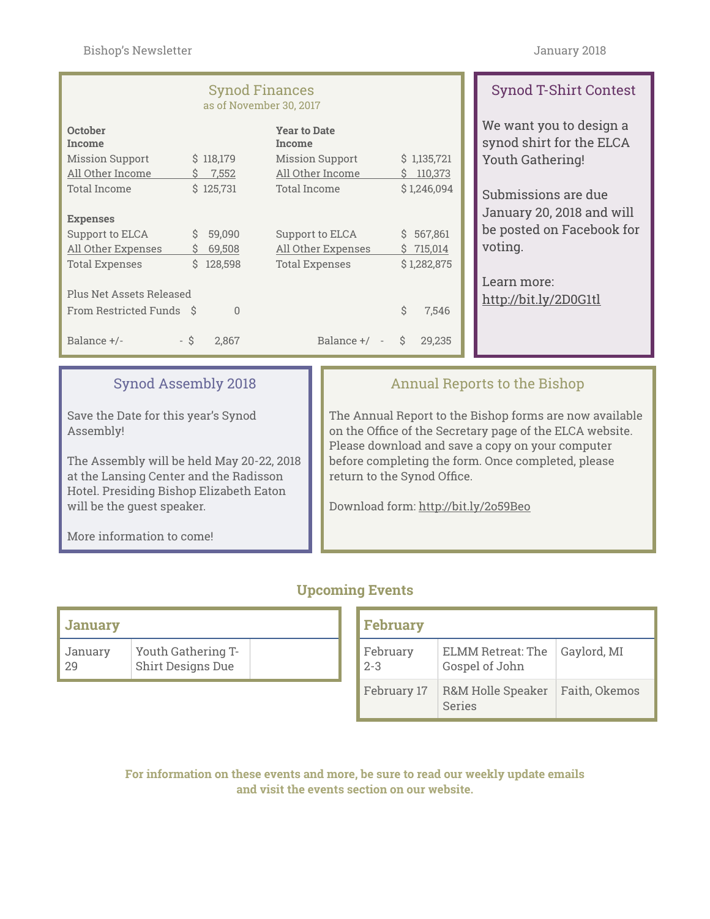## Synod Finances

as of November 30, 2017

| October | | Year to Date | |
|---|---|---|---|
| **Income** | | **Income** | |
| Mission Support | $ 118,179 | Mission Support | $ 1,135,721 |
| All Other Income | $ 7,552 | All Other Income | $ 110,373 |
| Total Income | $ 125,731 | Total Income | $ 1,246,094 |
| **Expenses** | | | |
| Support to ELCA | $ 59,090 | Support to ELCA | $ 567,861 |
| All Other Expenses | $ 69,508 | All Other Expenses | $ 715,014 |
| Total Expenses | $ 128,598 | Total Expenses | $ 1,282,875 |
| Plus Net Assets Released From Restricted Funds | $ 0 | | $ 7,546 |
| Balance +/- | - $ 2,867 | Balance +/- | - $ 29,235 |

## Synod T-Shirt Contest

We want you to design a synod shirt for the ELCA Youth Gathering!

Submissions are due January 20, 2018 and will be posted on Facebook for voting.

Learn more: http://bit.ly/2D0G1tl

## Synod Assembly 2018

Save the Date for this year's Synod Assembly!

The Assembly will be held May 20-22, 2018 at the Lansing Center and the Radisson Hotel. Presiding Bishop Elizabeth Eaton will be the guest speaker.

More information to come!

## Annual Reports to the Bishop

The Annual Report to the Bishop forms are now available on the Office of the Secretary page of the ELCA website. Please download and save a copy on your computer before completing the form. Once completed, please return to the Synod Office.

Download form: http://bit.ly/2o59Beo

## Upcoming Events

| January | | |
|---|---|---|
| January 29 | Youth Gathering T-Shirt Designs Due | |

| February | | |
|---|---|---|
| February 2-3 | ELMM Retreat: The Gospel of John | Gaylord, MI |
| February 17 | R&M Holle Speaker Series | Faith, Okemos |

**For information on these events and more, be sure to read our weekly update emails and visit the events section on our website.**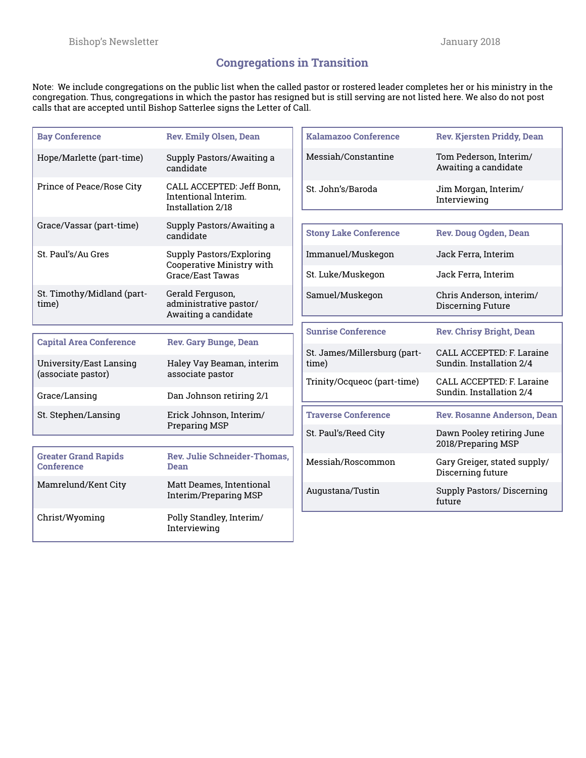## Congregations in Transition

Note: We include congregations on the public list when the called pastor or rostered leader completes her or his ministry in the congregation. Thus, congregations in which the pastor has resigned but is still serving are not listed here. We also do not post calls that are accepted until Bishop Satterlee signs the Letter of Call.

| Bay Conference | Rev. Emily Olsen, Dean |
|---|---|
| Hope/Marlette (part-time) | Supply Pastors/Awaiting a candidate |
| Prince of Peace/Rose City | CALL ACCEPTED: Jeff Bonn, Intentional Interim. Installation 2/18 |
| Grace/Vassar (part-time) | Supply Pastors/Awaiting a candidate |
| St. Paul's/Au Gres | Supply Pastors/Exploring Cooperative Ministry with Grace/East Tawas |
| St. Timothy/Midland (part-time) | Gerald Ferguson, administrative pastor/ Awaiting a candidate |

| Capital Area Conference | Rev. Gary Bunge, Dean |
|---|---|
| University/East Lansing (associate pastor) | Haley Vay Beaman, interim associate pastor |
| Grace/Lansing | Dan Johnson retiring 2/1 |
| St. Stephen/Lansing | Erick Johnson, Interim/ Preparing MSP |

| Greater Grand Rapids Conference | Rev. Julie Schneider-Thomas, Dean |
|---|---|
| Mamrelund/Kent City | Matt Deames, Intentional Interim/Preparing MSP |
| Christ/Wyoming | Polly Standley, Interim/ Interviewing |

| Kalamazoo Conference | Rev. Kjersten Priddy, Dean |
|---|---|
| Messiah/Constantine | Tom Pederson, Interim/ Awaiting a candidate |
| St. John's/Baroda | Jim Morgan, Interim/ Interviewing |

| Stony Lake Conference | Rev. Doug Ogden, Dean |
|---|---|
| Immanuel/Muskegon | Jack Ferra, Interim |
| St. Luke/Muskegon | Jack Ferra, Interim |
| Samuel/Muskegon | Chris Anderson, interim/ Discerning Future |

| Sunrise Conference | Rev. Chrisy Bright, Dean |
|---|---|
| St. James/Millersburg (part-time) | CALL ACCEPTED: F. Laraine Sundin. Installation 2/4 |
| Trinity/Ocqueoc (part-time) | CALL ACCEPTED: F. Laraine Sundin. Installation 2/4 |

| Traverse Conference | Rev. Rosanne Anderson, Dean |
|---|---|
| St. Paul's/Reed City | Dawn Pooley retiring June 2018/Preparing MSP |
| Messiah/Roscommon | Gary Greiger, stated supply/ Discerning future |
| Augustana/Tustin | Supply Pastors/ Discerning future |